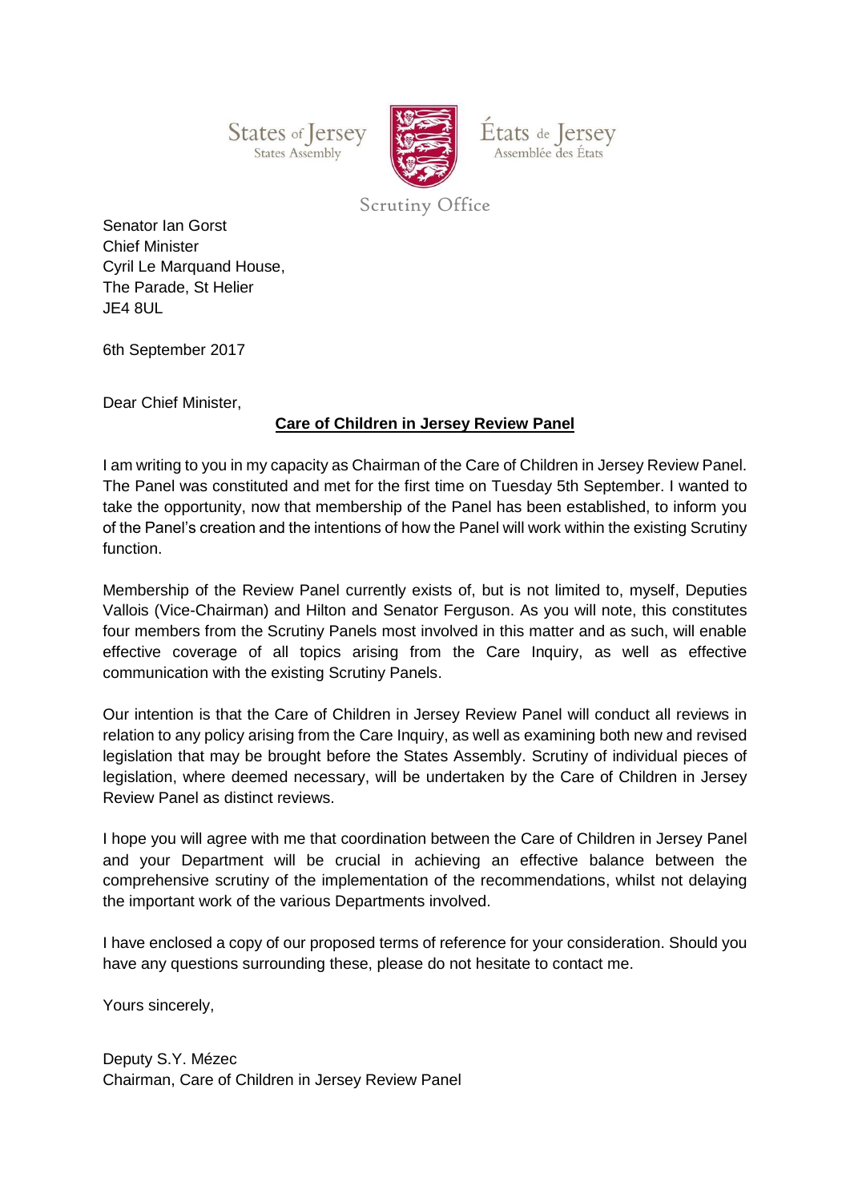States of Jersey
States Assembly

États de Jersey
Assemblée des États

Scrutiny Office

Senator Ian Gorst
Chief Minister
Cyril Le Marquand House,
The Parade, St Helier
JE4 8UL

6th September 2017

Dear Chief Minister,

**Care of Children in Jersey Review Panel**

I am writing to you in my capacity as Chairman of the Care of Children in Jersey Review Panel. The Panel was constituted and met for the first time on Tuesday 5th September. I wanted to take the opportunity, now that membership of the Panel has been established, to inform you of the Panel's creation and the intentions of how the Panel will work within the existing Scrutiny function.

Membership of the Review Panel currently exists of, but is not limited to, myself, Deputies Vallois (Vice-Chairman) and Hilton and Senator Ferguson. As you will note, this constitutes four members from the Scrutiny Panels most involved in this matter and as such, will enable effective coverage of all topics arising from the Care Inquiry, as well as effective communication with the existing Scrutiny Panels.

Our intention is that the Care of Children in Jersey Review Panel will conduct all reviews in relation to any policy arising from the Care Inquiry, as well as examining both new and revised legislation that may be brought before the States Assembly. Scrutiny of individual pieces of legislation, where deemed necessary, will be undertaken by the Care of Children in Jersey Review Panel as distinct reviews.

I hope you will agree with me that coordination between the Care of Children in Jersey Panel and your Department will be crucial in achieving an effective balance between the comprehensive scrutiny of the implementation of the recommendations, whilst not delaying the important work of the various Departments involved.

I have enclosed a copy of our proposed terms of reference for your consideration. Should you have any questions surrounding these, please do not hesitate to contact me.

Yours sincerely,

Deputy S.Y. Mézec
Chairman, Care of Children in Jersey Review Panel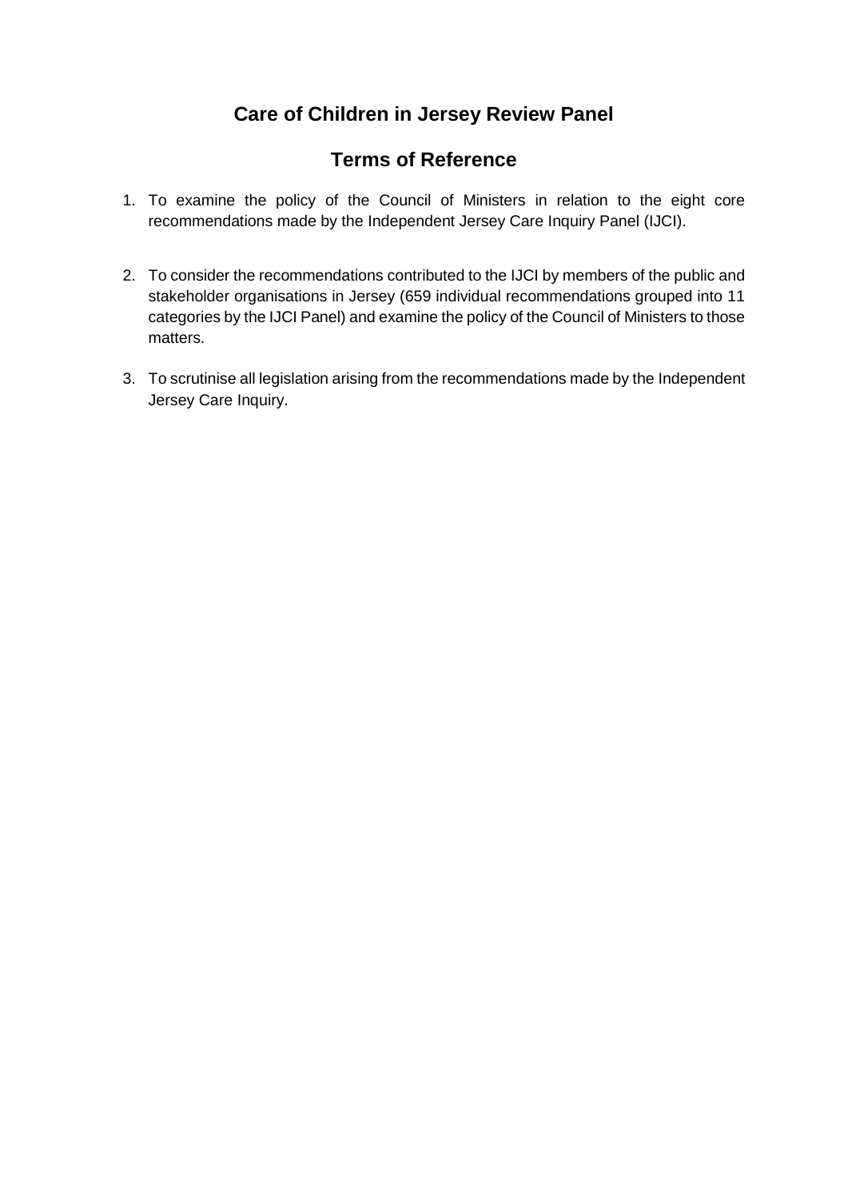## Care of Children in Jersey Review Panel

## Terms of Reference

1. To examine the policy of the Council of Ministers in relation to the eight core recommendations made by the Independent Jersey Care Inquiry Panel (IJCI).

2. To consider the recommendations contributed to the IJCI by members of the public and stakeholder organisations in Jersey (659 individual recommendations grouped into 11 categories by the IJCI Panel) and examine the policy of the Council of Ministers to those matters.

3. To scrutinise all legislation arising from the recommendations made by the Independent Jersey Care Inquiry.